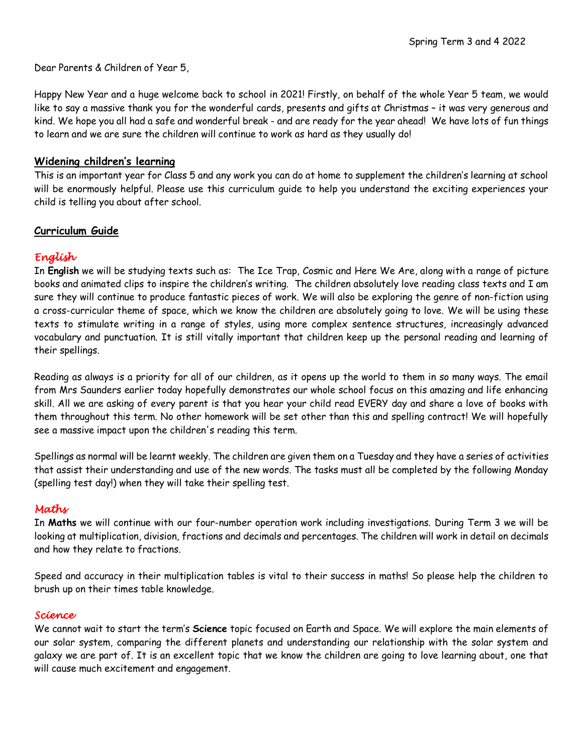Spring Term 3 and 4 2022

Dear Parents & Children of Year 5,

Happy New Year and a huge welcome back to school in 2021! Firstly, on behalf of the whole Year 5 team, we would like to say a massive thank you for the wonderful cards, presents and gifts at Christmas – it was very generous and kind. We hope you all had a safe and wonderful break - and are ready for the year ahead! We have lots of fun things to learn and we are sure the children will continue to work as hard as they usually do!

## Widening children's learning

This is an important year for Class 5 and any work you can do at home to supplement the children's learning at school will be enormously helpful. Please use this curriculum guide to help you understand the exciting experiences your child is telling you about after school.

## Curriculum Guide

### *English*

In **English** we will be studying texts such as: The Ice Trap, Cosmic and Here We Are, along with a range of picture books and animated clips to inspire the children's writing. The children absolutely love reading class texts and I am sure they will continue to produce fantastic pieces of work. We will also be exploring the genre of non-fiction using a cross-curricular theme of space, which we know the children are absolutely going to love. We will be using these texts to stimulate writing in a range of styles, using more complex sentence structures, increasingly advanced vocabulary and punctuation. It is still vitally important that children keep up the personal reading and learning of their spellings.

Reading as always is a priority for all of our children, as it opens up the world to them in so many ways. The email from Mrs Saunders earlier today hopefully demonstrates our whole school focus on this amazing and life enhancing skill. All we are asking of every parent is that you hear your child read EVERY day and share a love of books with them throughout this term. No other homework will be set other than this and spelling contract! We will hopefully see a massive impact upon the children's reading this term.

Spellings as normal will be learnt weekly. The children are given them on a Tuesday and they have a series of activities that assist their understanding and use of the new words. The tasks must all be completed by the following Monday (spelling test day!) when they will take their spelling test.

### *Maths*

In **Maths** we will continue with our four-number operation work including investigations. During Term 3 we will be looking at multiplication, division, fractions and decimals and percentages. The children will work in detail on decimals and how they relate to fractions.

Speed and accuracy in their multiplication tables is vital to their success in maths! So please help the children to brush up on their times table knowledge.

### *Science*

We cannot wait to start the term's **Science** topic focused on Earth and Space. We will explore the main elements of our solar system, comparing the different planets and understanding our relationship with the solar system and galaxy we are part of. It is an excellent topic that we know the children are going to love learning about, one that will cause much excitement and engagement.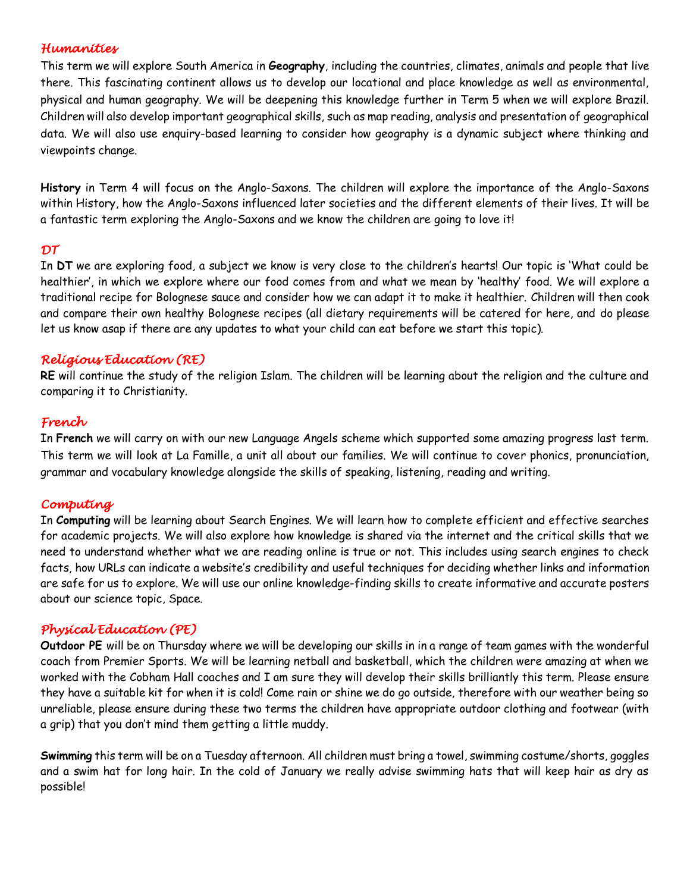## *Humanities*

This term we will explore South America in **Geography**, including the countries, climates, animals and people that live there. This fascinating continent allows us to develop our locational and place knowledge as well as environmental, physical and human geography. We will be deepening this knowledge further in Term 5 when we will explore Brazil. Children will also develop important geographical skills, such as map reading, analysis and presentation of geographical data. We will also use enquiry-based learning to consider how geography is a dynamic subject where thinking and viewpoints change.

**History** in Term 4 will focus on the Anglo-Saxons. The children will explore the importance of the Anglo-Saxons within History, how the Anglo-Saxons influenced later societies and the different elements of their lives. It will be a fantastic term exploring the Anglo-Saxons and we know the children are going to love it!

## *DT*

In **DT** we are exploring food, a subject we know is very close to the children's hearts! Our topic is 'What could be healthier', in which we explore where our food comes from and what we mean by 'healthy' food. We will explore a traditional recipe for Bolognese sauce and consider how we can adapt it to make it healthier. Children will then cook and compare their own healthy Bolognese recipes (all dietary requirements will be catered for here, and do please let us know asap if there are any updates to what your child can eat before we start this topic).

## *Religious Education (RE)*

**RE** will continue the study of the religion Islam. The children will be learning about the religion and the culture and comparing it to Christianity.

## *French*

In **French** we will carry on with our new Language Angels scheme which supported some amazing progress last term. This term we will look at La Famille, a unit all about our families. We will continue to cover phonics, pronunciation, grammar and vocabulary knowledge alongside the skills of speaking, listening, reading and writing.

## *Computing*

In **Computing** will be learning about Search Engines. We will learn how to complete efficient and effective searches for academic projects. We will also explore how knowledge is shared via the internet and the critical skills that we need to understand whether what we are reading online is true or not. This includes using search engines to check facts, how URLs can indicate a website's credibility and useful techniques for deciding whether links and information are safe for us to explore. We will use our online knowledge-finding skills to create informative and accurate posters about our science topic, Space.

## *Physical Education (PE)*

**Outdoor PE** will be on Thursday where we will be developing our skills in in a range of team games with the wonderful coach from Premier Sports. We will be learning netball and basketball, which the children were amazing at when we worked with the Cobham Hall coaches and I am sure they will develop their skills brilliantly this term. Please ensure they have a suitable kit for when it is cold! Come rain or shine we do go outside, therefore with our weather being so unreliable, please ensure during these two terms the children have appropriate outdoor clothing and footwear (with a grip) that you don't mind them getting a little muddy.

**Swimming** this term will be on a Tuesday afternoon. All children must bring a towel, swimming costume/shorts, goggles and a swim hat for long hair. In the cold of January we really advise swimming hats that will keep hair as dry as possible!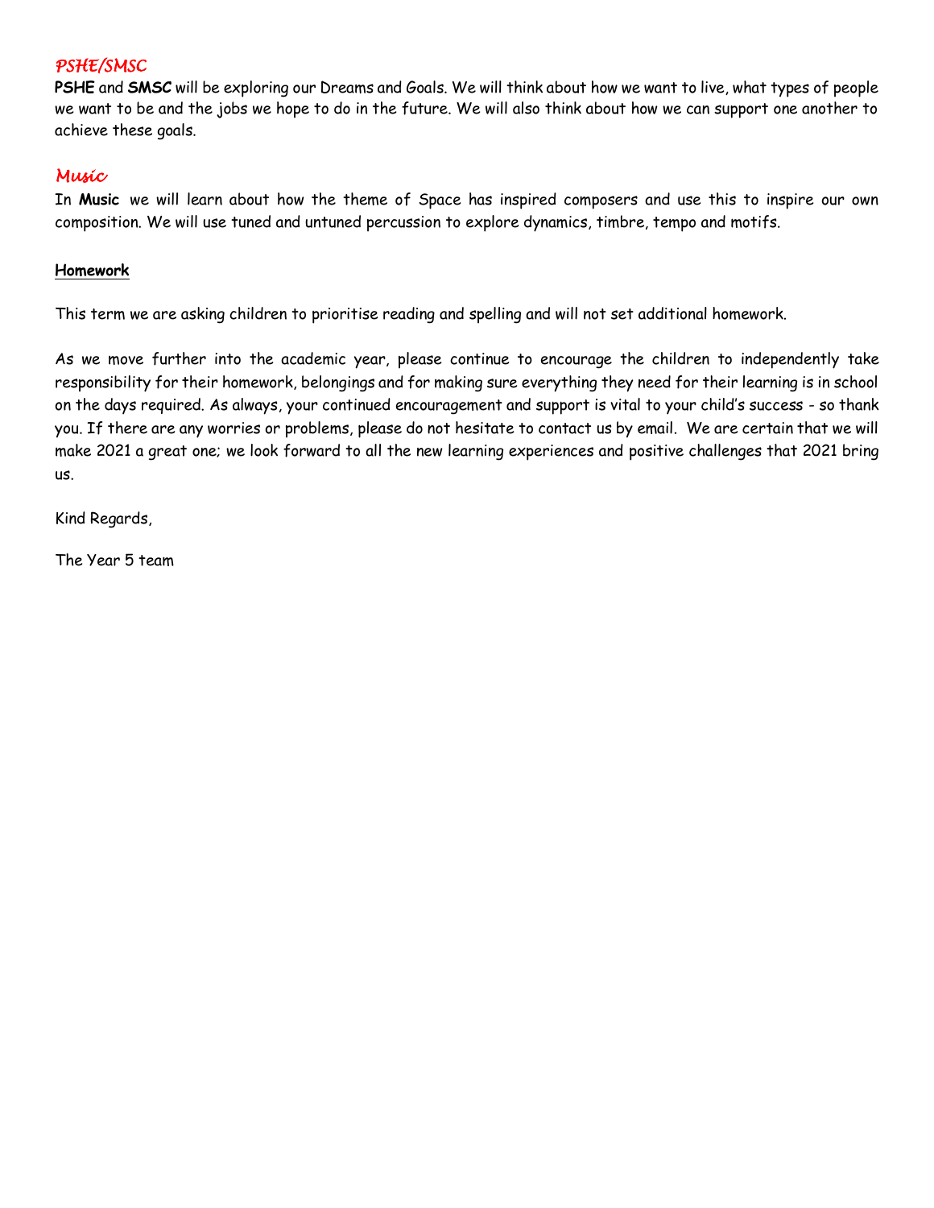## *PSHE/SMSC*

**PSHE** and **SMSC** will be exploring our Dreams and Goals. We will think about how we want to live, what types of people we want to be and the jobs we hope to do in the future. We will also think about how we can support one another to achieve these goals.

## *Music*

In **Music** we will learn about how the theme of Space has inspired composers and use this to inspire our own composition. We will use tuned and untuned percussion to explore dynamics, timbre, tempo and motifs.

**Homework**

This term we are asking children to prioritise reading and spelling and will not set additional homework.

As we move further into the academic year, please continue to encourage the children to independently take responsibility for their homework, belongings and for making sure everything they need for their learning is in school on the days required. As always, your continued encouragement and support is vital to your child's success - so thank you. If there are any worries or problems, please do not hesitate to contact us by email. We are certain that we will make 2021 a great one; we look forward to all the new learning experiences and positive challenges that 2021 bring us.

Kind Regards,

The Year 5 team